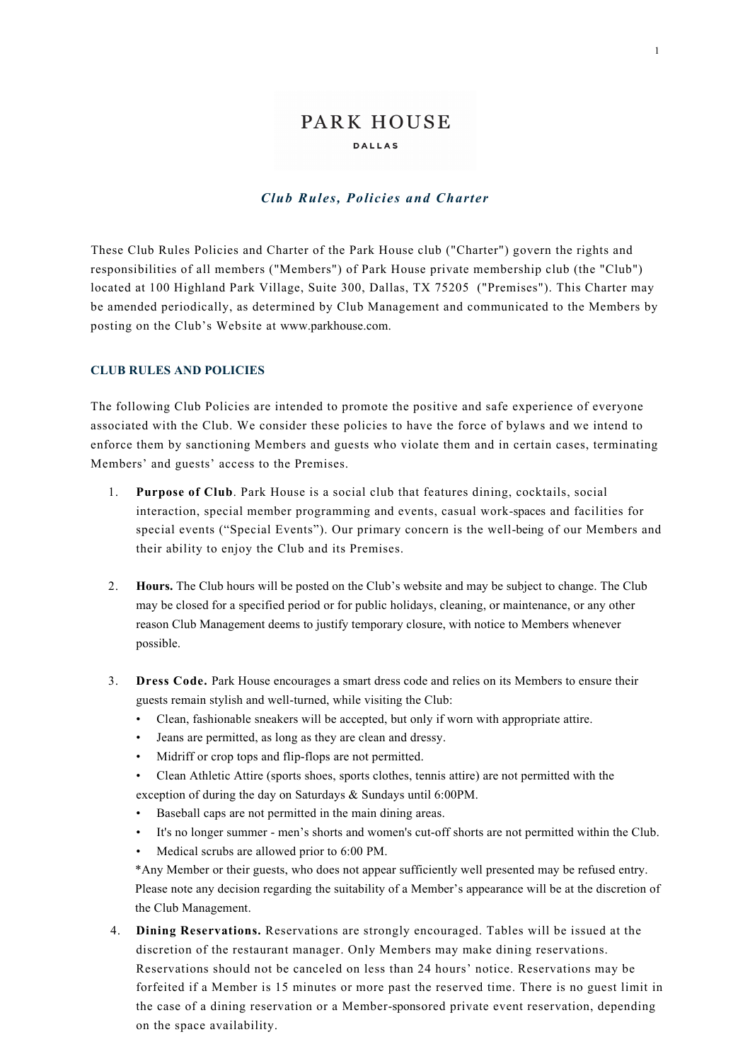# PARK HOUSE

DALLAS

## *Club Rules, Policies and Charter*

These Club Rules Policies and Charter of the Park House club ("Charter") govern the rights and responsibilities of all members ("Members") of Park House private membership club (the "Club") located at 100 Highland Park Village, Suite 300, Dallas, TX 75205 ("Premises"). This Charter may be amended periodically, as determined by Club Management and communicated to the Members by posting on the Club's Website at www.parkhouse.com.

### CLUB RULES AND POLICIES

The following Club Policies are intended to promote the positive and safe experience of everyone associated with the Club. We consider these policies to have the force of bylaws and we intend to enforce them by sanctioning Members and guests who violate them and in certain cases, terminating Members' and guests' access to the Premises.

1. **Purpose of Club**. Park House is a social club that features dining, cocktails, social interaction, special member programming and events, casual work-spaces and facilities for special events ("Special Events"). Our primary concern is the well-being of our Members and their ability to enjoy the Club and its Premises.

2. **Hours.** The Club hours will be posted on the Club's website and may be subject to change. The Club may be closed for a specified period or for public holidays, cleaning, or maintenance, or any other reason Club Management deems to justify temporary closure, with notice to Members whenever possible.

3. **Dress Code.** Park House encourages a smart dress code and relies on its Members to ensure their guests remain stylish and well-turned, while visiting the Club:
   - Clean, fashionable sneakers will be accepted, but only if worn with appropriate attire.
   - Jeans are permitted, as long as they are clean and dressy.
   - Midriff or crop tops and flip-flops are not permitted.
   - Clean Athletic Attire (sports shoes, sports clothes, tennis attire) are not permitted with the exception of during the day on Saturdays & Sundays until 6:00PM.
   - Baseball caps are not permitted in the main dining areas.
   - It's no longer summer - men's shorts and women's cut-off shorts are not permitted within the Club.
   - Medical scrubs are allowed prior to 6:00 PM.

   *Any Member or their guests, who does not appear sufficiently well presented may be refused entry. Please note any decision regarding the suitability of a Member's appearance will be at the discretion of the Club Management.

4. **Dining Reservations.** Reservations are strongly encouraged. Tables will be issued at the discretion of the restaurant manager. Only Members may make dining reservations. Reservations should not be canceled on less than 24 hours' notice. Reservations may be forfeited if a Member is 15 minutes or more past the reserved time. There is no guest limit in the case of a dining reservation or a Member-sponsored private event reservation, depending on the space availability.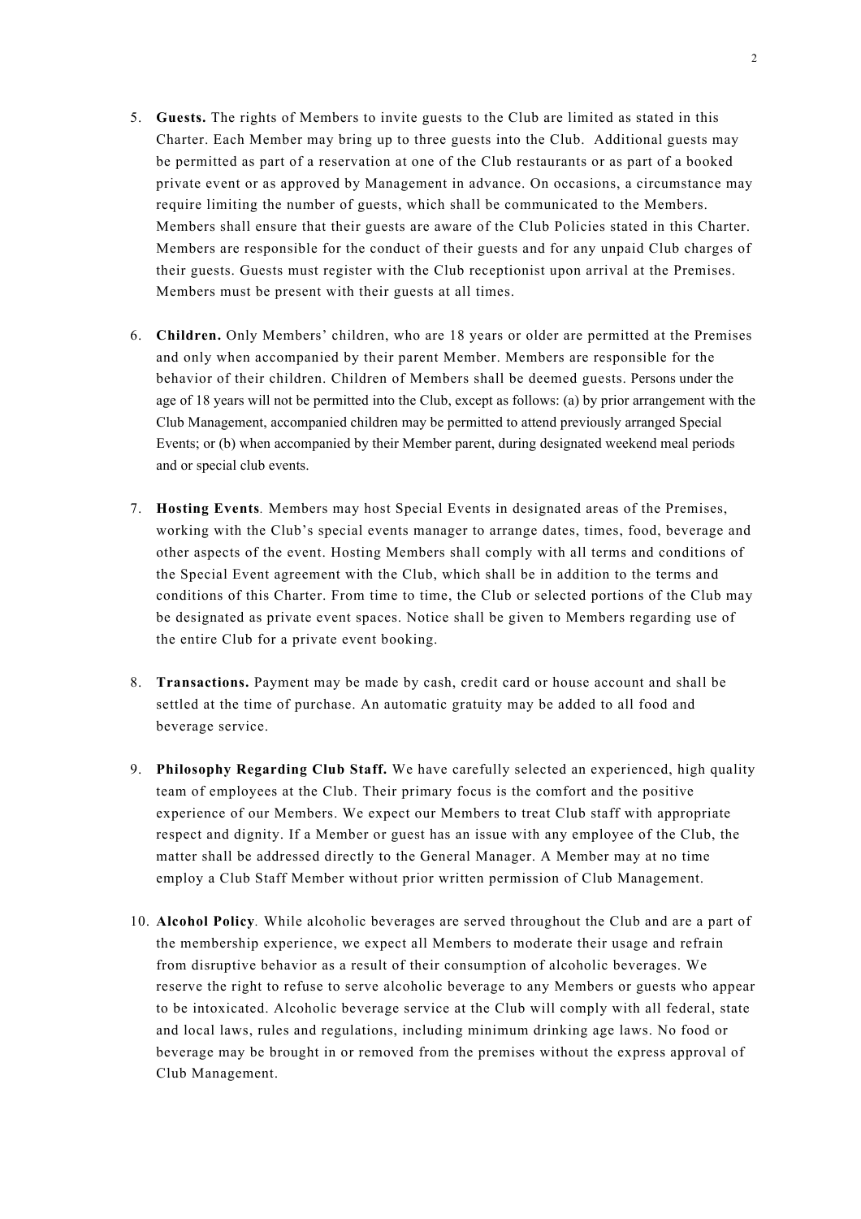5. **Guests.** The rights of Members to invite guests to the Club are limited as stated in this Charter. Each Member may bring up to three guests into the Club. Additional guests may be permitted as part of a reservation at one of the Club restaurants or as part of a booked private event or as approved by Management in advance. On occasions, a circumstance may require limiting the number of guests, which shall be communicated to the Members. Members shall ensure that their guests are aware of the Club Policies stated in this Charter. Members are responsible for the conduct of their guests and for any unpaid Club charges of their guests. Guests must register with the Club receptionist upon arrival at the Premises. Members must be present with their guests at all times.

6. **Children.** Only Members' children, who are 18 years or older are permitted at the Premises and only when accompanied by their parent Member. Members are responsible for the behavior of their children. Children of Members shall be deemed guests. Persons under the age of 18 years will not be permitted into the Club, except as follows: (a) by prior arrangement with the Club Management, accompanied children may be permitted to attend previously arranged Special Events; or (b) when accompanied by their Member parent, during designated weekend meal periods and or special club events.

7. **Hosting Events**. Members may host Special Events in designated areas of the Premises, working with the Club's special events manager to arrange dates, times, food, beverage and other aspects of the event. Hosting Members shall comply with all terms and conditions of the Special Event agreement with the Club, which shall be in addition to the terms and conditions of this Charter. From time to time, the Club or selected portions of the Club may be designated as private event spaces. Notice shall be given to Members regarding use of the entire Club for a private event booking.

8. **Transactions.** Payment may be made by cash, credit card or house account and shall be settled at the time of purchase. An automatic gratuity may be added to all food and beverage service.

9. **Philosophy Regarding Club Staff.** We have carefully selected an experienced, high quality team of employees at the Club. Their primary focus is the comfort and the positive experience of our Members. We expect our Members to treat Club staff with appropriate respect and dignity. If a Member or guest has an issue with any employee of the Club, the matter shall be addressed directly to the General Manager. A Member may at no time employ a Club Staff Member without prior written permission of Club Management.

10. **Alcohol Policy**. While alcoholic beverages are served throughout the Club and are a part of the membership experience, we expect all Members to moderate their usage and refrain from disruptive behavior as a result of their consumption of alcoholic beverages. We reserve the right to refuse to serve alcoholic beverage to any Members or guests who appear to be intoxicated. Alcoholic beverage service at the Club will comply with all federal, state and local laws, rules and regulations, including minimum drinking age laws. No food or beverage may be brought in or removed from the premises without the express approval of Club Management.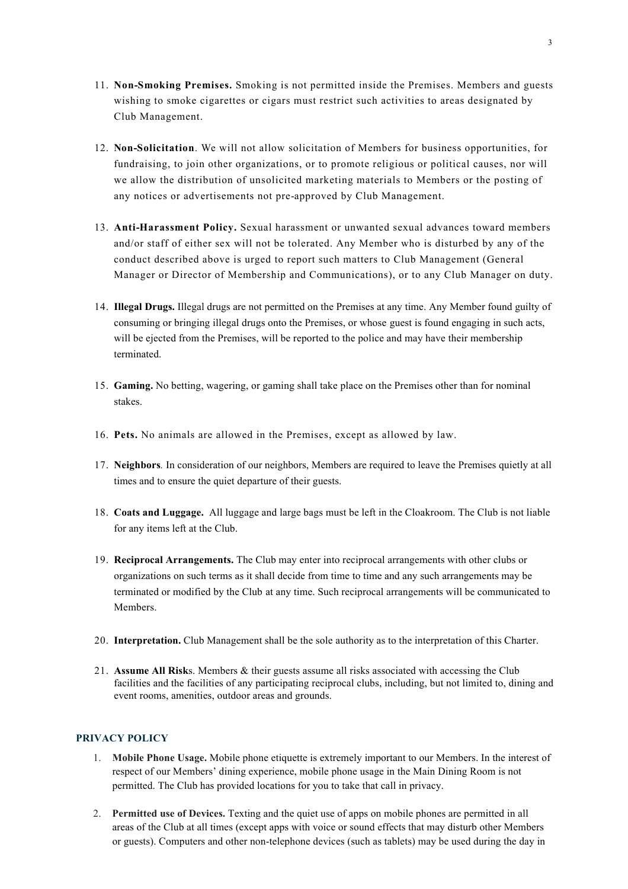11. **Non-Smoking Premises.** Smoking is not permitted inside the Premises. Members and guests wishing to smoke cigarettes or cigars must restrict such activities to areas designated by Club Management.

12. **Non-Solicitation**. We will not allow solicitation of Members for business opportunities, for fundraising, to join other organizations, or to promote religious or political causes, nor will we allow the distribution of unsolicited marketing materials to Members or the posting of any notices or advertisements not pre-approved by Club Management.

13. **Anti-Harassment Policy.** Sexual harassment or unwanted sexual advances toward members and/or staff of either sex will not be tolerated. Any Member who is disturbed by any of the conduct described above is urged to report such matters to Club Management (General Manager or Director of Membership and Communications), or to any Club Manager on duty.

14. **Illegal Drugs.** Illegal drugs are not permitted on the Premises at any time. Any Member found guilty of consuming or bringing illegal drugs onto the Premises, or whose guest is found engaging in such acts, will be ejected from the Premises, will be reported to the police and may have their membership terminated.

15. **Gaming.** No betting, wagering, or gaming shall take place on the Premises other than for nominal stakes.

16. **Pets.** No animals are allowed in the Premises, except as allowed by law.

17. **Neighbors**. In consideration of our neighbors, Members are required to leave the Premises quietly at all times and to ensure the quiet departure of their guests.

18. **Coats and Luggage.** All luggage and large bags must be left in the Cloakroom. The Club is not liable for any items left at the Club.

19. **Reciprocal Arrangements.** The Club may enter into reciprocal arrangements with other clubs or organizations on such terms as it shall decide from time to time and any such arrangements may be terminated or modified by the Club at any time. Such reciprocal arrangements will be communicated to Members.

20. **Interpretation.** Club Management shall be the sole authority as to the interpretation of this Charter.

21. **Assume All Risk**s. Members & their guests assume all risks associated with accessing the Club facilities and the facilities of any participating reciprocal clubs, including, but not limited to, dining and event rooms, amenities, outdoor areas and grounds.

## PRIVACY POLICY

1. **Mobile Phone Usage.** Mobile phone etiquette is extremely important to our Members. In the interest of respect of our Members' dining experience, mobile phone usage in the Main Dining Room is not permitted. The Club has provided locations for you to take that call in privacy.

2. **Permitted use of Devices.** Texting and the quiet use of apps on mobile phones are permitted in all areas of the Club at all times (except apps with voice or sound effects that may disturb other Members or guests). Computers and other non-telephone devices (such as tablets) may be used during the day in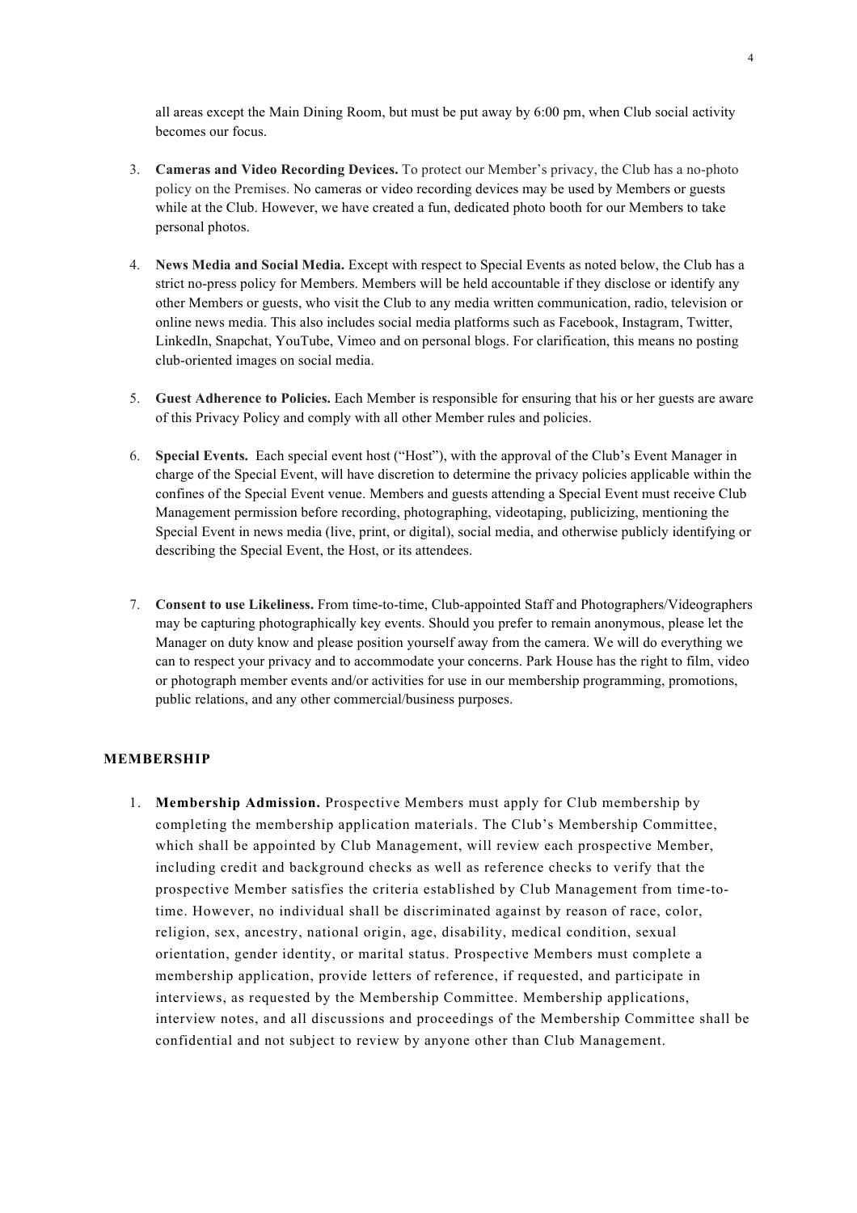all areas except the Main Dining Room, but must be put away by 6:00 pm, when Club social activity becomes our focus.

3. **Cameras and Video Recording Devices.** To protect our Member's privacy, the Club has a no-photo policy on the Premises. No cameras or video recording devices may be used by Members or guests while at the Club. However, we have created a fun, dedicated photo booth for our Members to take personal photos.

4. **News Media and Social Media.** Except with respect to Special Events as noted below, the Club has a strict no-press policy for Members. Members will be held accountable if they disclose or identify any other Members or guests, who visit the Club to any media written communication, radio, television or online news media. This also includes social media platforms such as Facebook, Instagram, Twitter, LinkedIn, Snapchat, YouTube, Vimeo and on personal blogs. For clarification, this means no posting club-oriented images on social media.

5. **Guest Adherence to Policies.** Each Member is responsible for ensuring that his or her guests are aware of this Privacy Policy and comply with all other Member rules and policies.

6. **Special Events.** Each special event host ("Host"), with the approval of the Club's Event Manager in charge of the Special Event, will have discretion to determine the privacy policies applicable within the confines of the Special Event venue. Members and guests attending a Special Event must receive Club Management permission before recording, photographing, videotaping, publicizing, mentioning the Special Event in news media (live, print, or digital), social media, and otherwise publicly identifying or describing the Special Event, the Host, or its attendees.

7. **Consent to use Likeliness.** From time-to-time, Club-appointed Staff and Photographers/Videographers may be capturing photographically key events. Should you prefer to remain anonymous, please let the Manager on duty know and please position yourself away from the camera. We will do everything we can to respect your privacy and to accommodate your concerns. Park House has the right to film, video or photograph member events and/or activities for use in our membership programming, promotions, public relations, and any other commercial/business purposes.

## MEMBERSHIP

1. **Membership Admission.** Prospective Members must apply for Club membership by completing the membership application materials. The Club's Membership Committee, which shall be appointed by Club Management, will review each prospective Member, including credit and background checks as well as reference checks to verify that the prospective Member satisfies the criteria established by Club Management from time-to-time. However, no individual shall be discriminated against by reason of race, color, religion, sex, ancestry, national origin, age, disability, medical condition, sexual orientation, gender identity, or marital status. Prospective Members must complete a membership application, provide letters of reference, if requested, and participate in interviews, as requested by the Membership Committee. Membership applications, interview notes, and all discussions and proceedings of the Membership Committee shall be confidential and not subject to review by anyone other than Club Management.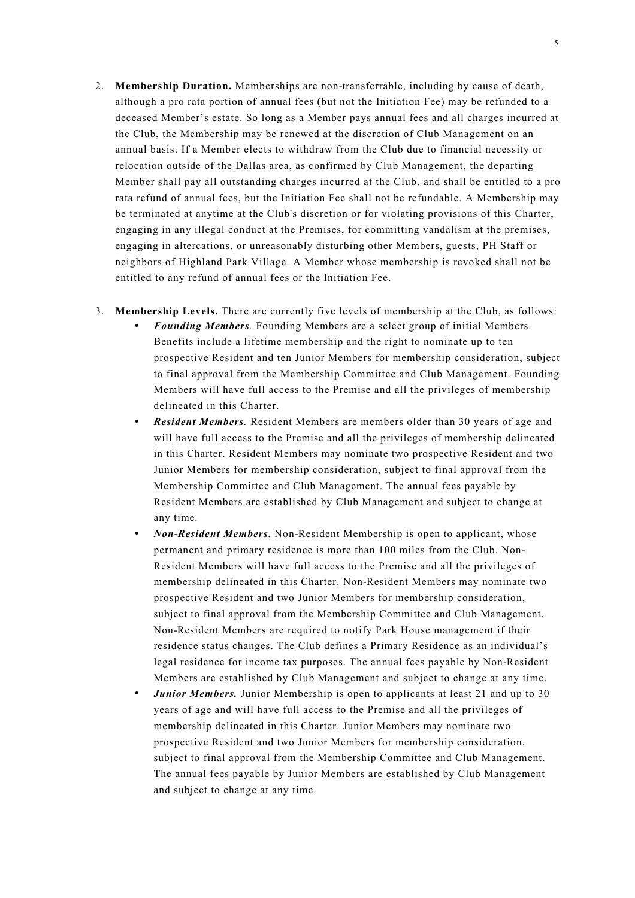2. **Membership Duration.** Memberships are non-transferrable, including by cause of death, although a pro rata portion of annual fees (but not the Initiation Fee) may be refunded to a deceased Member's estate. So long as a Member pays annual fees and all charges incurred at the Club, the Membership may be renewed at the discretion of Club Management on an annual basis. If a Member elects to withdraw from the Club due to financial necessity or relocation outside of the Dallas area, as confirmed by Club Management, the departing Member shall pay all outstanding charges incurred at the Club, and shall be entitled to a pro rata refund of annual fees, but the Initiation Fee shall not be refundable. A Membership may be terminated at anytime at the Club's discretion or for violating provisions of this Charter, engaging in any illegal conduct at the Premises, for committing vandalism at the premises, engaging in altercations, or unreasonably disturbing other Members, guests, PH Staff or neighbors of Highland Park Village. A Member whose membership is revoked shall not be entitled to any refund of annual fees or the Initiation Fee.

3. **Membership Levels.** There are currently five levels of membership at the Club, as follows:
   - ***Founding Members.*** Founding Members are a select group of initial Members. Benefits include a lifetime membership and the right to nominate up to ten prospective Resident and ten Junior Members for membership consideration, subject to final approval from the Membership Committee and Club Management. Founding Members will have full access to the Premise and all the privileges of membership delineated in this Charter.
   - ***Resident Members.*** Resident Members are members older than 30 years of age and will have full access to the Premise and all the privileges of membership delineated in this Charter. Resident Members may nominate two prospective Resident and two Junior Members for membership consideration, subject to final approval from the Membership Committee and Club Management. The annual fees payable by Resident Members are established by Club Management and subject to change at any time.
   - ***Non-Resident Members.*** Non-Resident Membership is open to applicant, whose permanent and primary residence is more than 100 miles from the Club. Non-Resident Members will have full access to the Premise and all the privileges of membership delineated in this Charter. Non-Resident Members may nominate two prospective Resident and two Junior Members for membership consideration, subject to final approval from the Membership Committee and Club Management. Non-Resident Members are required to notify Park House management if their residence status changes. The Club defines a Primary Residence as an individual's legal residence for income tax purposes. The annual fees payable by Non-Resident Members are established by Club Management and subject to change at any time.
   - ***Junior Members.*** Junior Membership is open to applicants at least 21 and up to 30 years of age and will have full access to the Premise and all the privileges of membership delineated in this Charter. Junior Members may nominate two prospective Resident and two Junior Members for membership consideration, subject to final approval from the Membership Committee and Club Management. The annual fees payable by Junior Members are established by Club Management and subject to change at any time.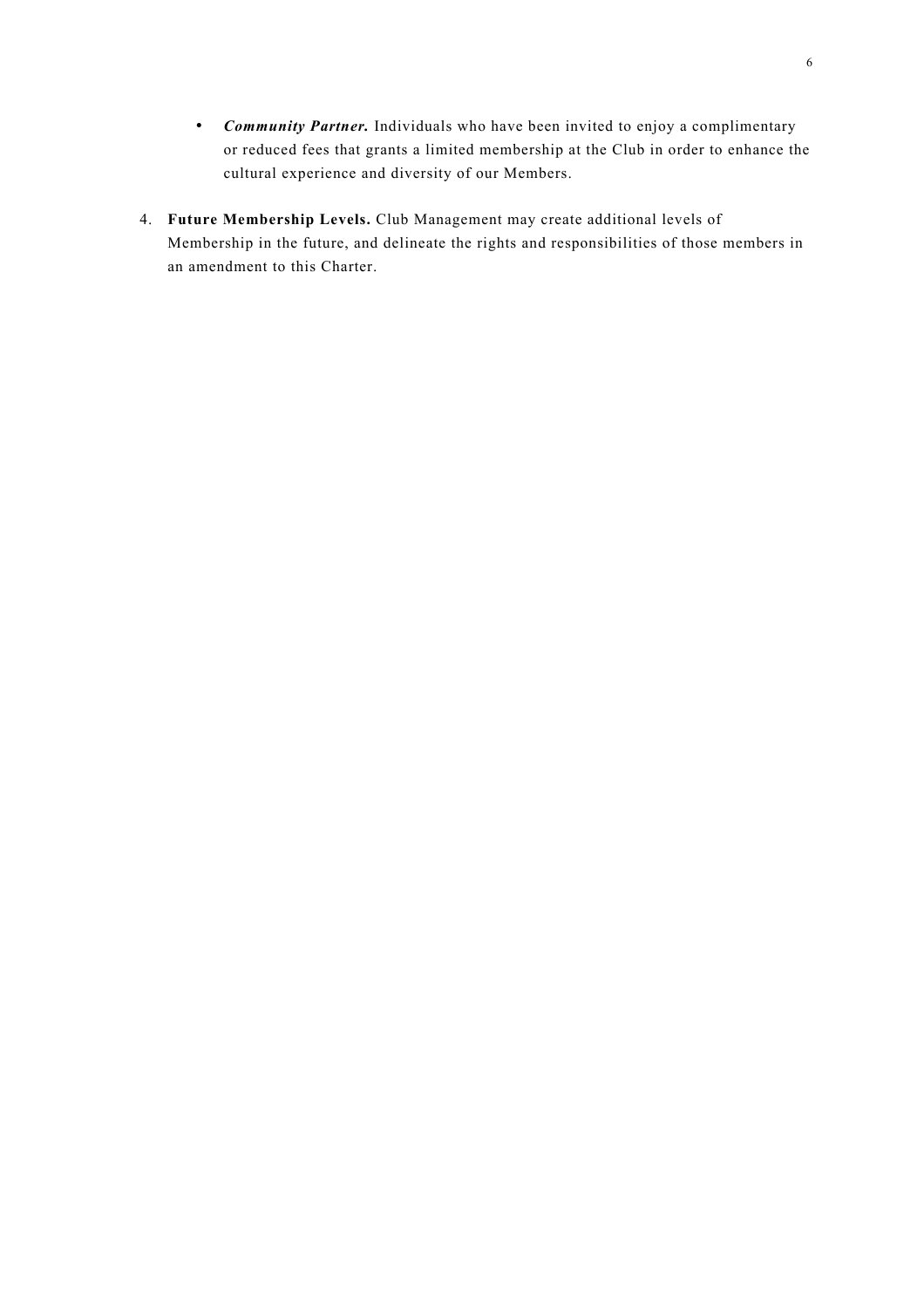- ***Community Partner.*** Individuals who have been invited to enjoy a complimentary or reduced fees that grants a limited membership at the Club in order to enhance the cultural experience and diversity of our Members.

4. **Future Membership Levels.** Club Management may create additional levels of Membership in the future, and delineate the rights and responsibilities of those members in an amendment to this Charter.